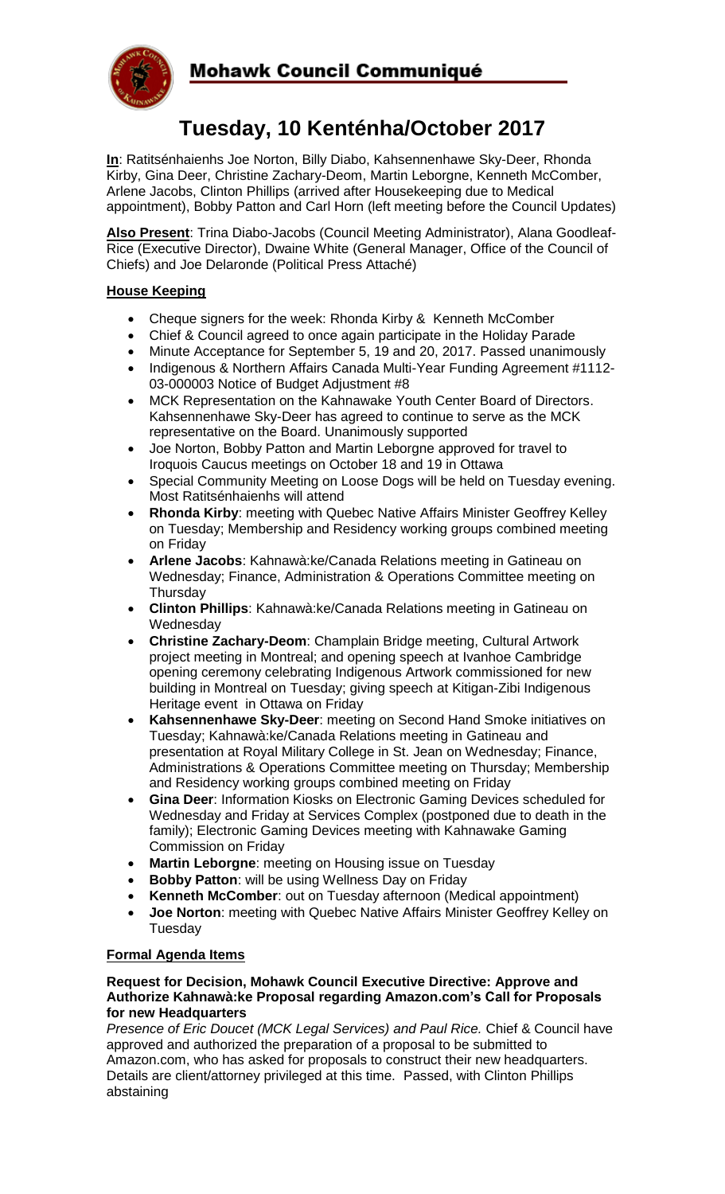# Mohawk Council Communiqué

## Tuesday, 10 Kenténha/October 2017

**In**: Ratitsénhaienhs Joe Norton, Billy Diabo, Kahsennenhawe Sky-Deer, Rhonda Kirby, Gina Deer, Christine Zachary-Deom, Martin Leborgne, Kenneth McComber, Arlene Jacobs, Clinton Phillips (arrived after Housekeeping due to Medical appointment), Bobby Patton and Carl Horn (left meeting before the Council Updates)

**Also Present**: Trina Diabo-Jacobs (Council Meeting Administrator), Alana Goodleaf-Rice (Executive Director), Dwaine White (General Manager, Office of the Council of Chiefs) and Joe Delaronde (Political Press Attaché)

### House Keeping

- Cheque signers for the week: Rhonda Kirby & Kenneth McComber
- Chief & Council agreed to once again participate in the Holiday Parade
- Minute Acceptance for September 5, 19 and 20, 2017. Passed unanimously
- Indigenous & Northern Affairs Canada Multi-Year Funding Agreement #1112-03-000003 Notice of Budget Adjustment #8
- MCK Representation on the Kahnawake Youth Center Board of Directors. Kahsennenhawe Sky-Deer has agreed to continue to serve as the MCK representative on the Board. Unanimously supported
- Joe Norton, Bobby Patton and Martin Leborgne approved for travel to Iroquois Caucus meetings on October 18 and 19 in Ottawa
- Special Community Meeting on Loose Dogs will be held on Tuesday evening. Most Ratitsénhaienhs will attend
- **Rhonda Kirby**: meeting with Quebec Native Affairs Minister Geoffrey Kelley on Tuesday; Membership and Residency working groups combined meeting on Friday
- **Arlene Jacobs**: Kahnawà:ke/Canada Relations meeting in Gatineau on Wednesday; Finance, Administration & Operations Committee meeting on Thursday
- **Clinton Phillips**: Kahnawà:ke/Canada Relations meeting in Gatineau on Wednesday
- **Christine Zachary-Deom**: Champlain Bridge meeting, Cultural Artwork project meeting in Montreal; and opening speech at Ivanhoe Cambridge opening ceremony celebrating Indigenous Artwork commissioned for new building in Montreal on Tuesday; giving speech at Kitigan-Zibi Indigenous Heritage event in Ottawa on Friday
- **Kahsennenhawe Sky-Deer**: meeting on Second Hand Smoke initiatives on Tuesday; Kahnawà:ke/Canada Relations meeting in Gatineau and presentation at Royal Military College in St. Jean on Wednesday; Finance, Administrations & Operations Committee meeting on Thursday; Membership and Residency working groups combined meeting on Friday
- **Gina Deer**: Information Kiosks on Electronic Gaming Devices scheduled for Wednesday and Friday at Services Complex (postponed due to death in the family); Electronic Gaming Devices meeting with Kahnawake Gaming Commission on Friday
- **Martin Leborgne**: meeting on Housing issue on Tuesday
- **Bobby Patton**: will be using Wellness Day on Friday
- **Kenneth McComber**: out on Tuesday afternoon (Medical appointment)
- **Joe Norton**: meeting with Quebec Native Affairs Minister Geoffrey Kelley on Tuesday

### Formal Agenda Items

#### Request for Decision, Mohawk Council Executive Directive: Approve and Authorize Kahnawà:ke Proposal regarding Amazon.com's Call for Proposals for new Headquarters

*Presence of Eric Doucet (MCK Legal Services) and Paul Rice.* Chief & Council have approved and authorized the preparation of a proposal to be submitted to Amazon.com, who has asked for proposals to construct their new headquarters. Details are client/attorney privileged at this time. Passed, with Clinton Phillips abstaining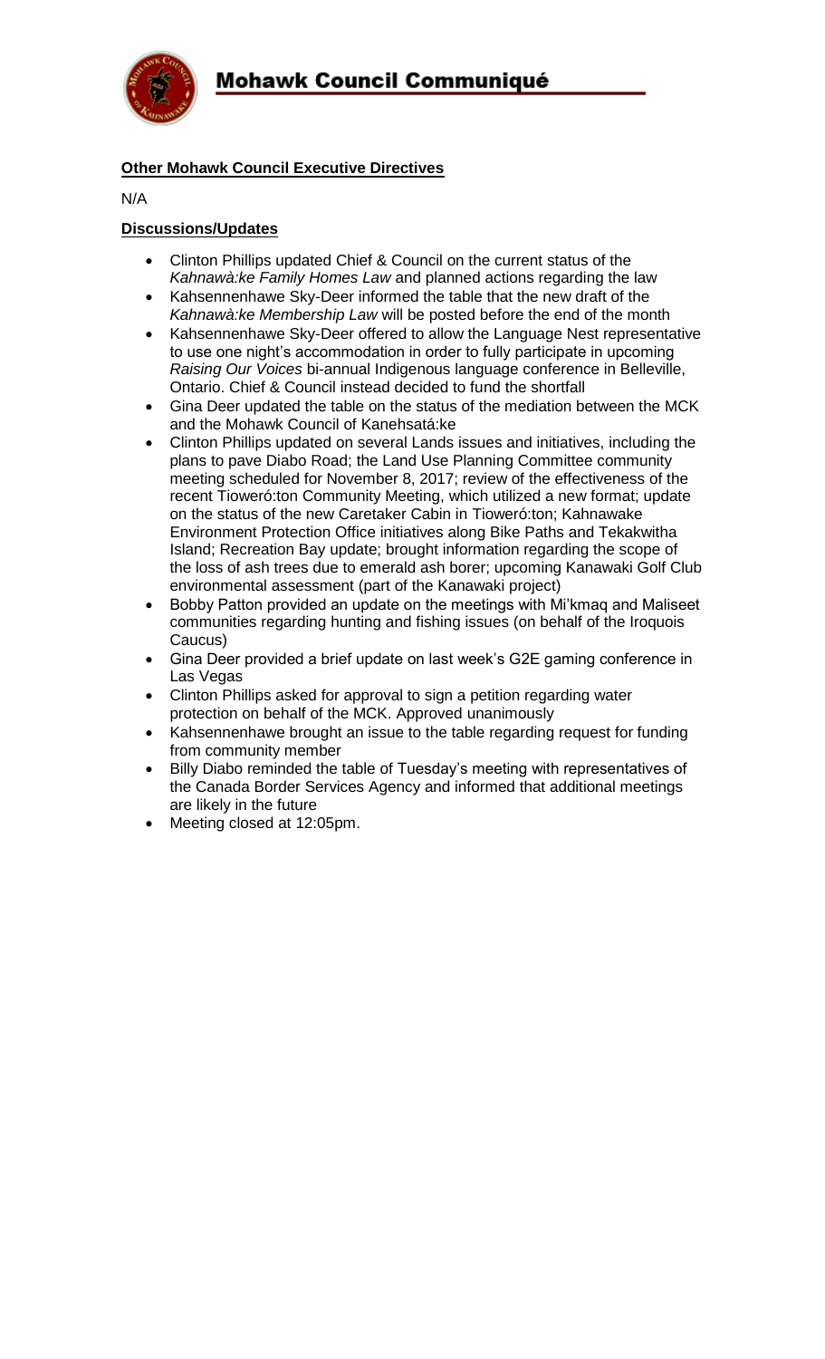**Other Mohawk Council Executive Directives**

N/A

**Discussions/Updates**

- Clinton Phillips updated Chief & Council on the current status of the *Kahnawà:ke Family Homes Law* and planned actions regarding the law
- Kahsennenhawe Sky-Deer informed the table that the new draft of the *Kahnawà:ke Membership Law* will be posted before the end of the month
- Kahsennenhawe Sky-Deer offered to allow the Language Nest representative to use one night's accommodation in order to fully participate in upcoming *Raising Our Voices* bi-annual Indigenous language conference in Belleville, Ontario. Chief & Council instead decided to fund the shortfall
- Gina Deer updated the table on the status of the mediation between the MCK and the Mohawk Council of Kanehsatá:ke
- Clinton Phillips updated on several Lands issues and initiatives, including the plans to pave Diabo Road; the Land Use Planning Committee community meeting scheduled for November 8, 2017; review of the effectiveness of the recent Tioweró:ton Community Meeting, which utilized a new format; update on the status of the new Caretaker Cabin in Tioweró:ton; Kahnawake Environment Protection Office initiatives along Bike Paths and Tekakwitha Island; Recreation Bay update; brought information regarding the scope of the loss of ash trees due to emerald ash borer; upcoming Kanawaki Golf Club environmental assessment (part of the Kanawaki project)
- Bobby Patton provided an update on the meetings with Mi'kmaq and Maliseet communities regarding hunting and fishing issues (on behalf of the Iroquois Caucus)
- Gina Deer provided a brief update on last week's G2E gaming conference in Las Vegas
- Clinton Phillips asked for approval to sign a petition regarding water protection on behalf of the MCK. Approved unanimously
- Kahsennenhawe brought an issue to the table regarding request for funding from community member
- Billy Diabo reminded the table of Tuesday's meeting with representatives of the Canada Border Services Agency and informed that additional meetings are likely in the future
- Meeting closed at 12:05pm.